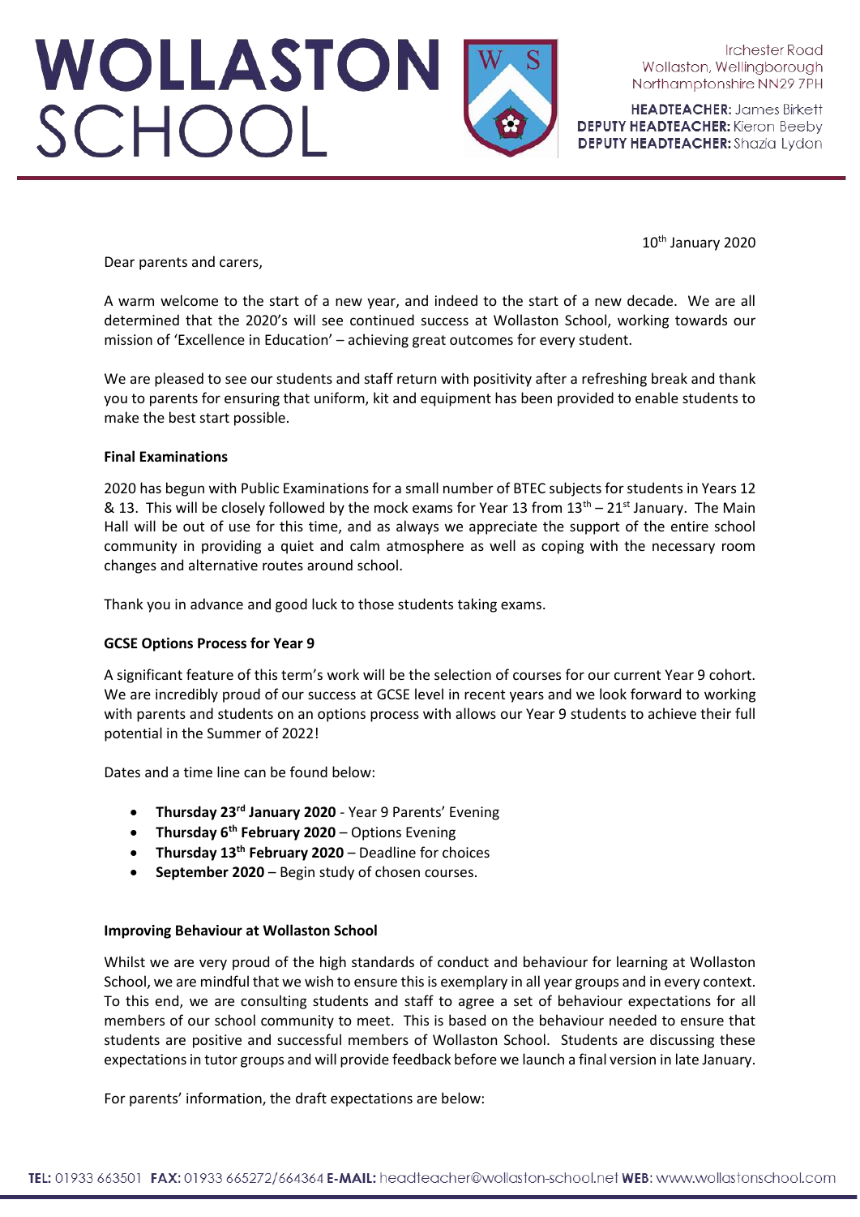# WOLLASTON SCHOOL

Irchester Road
Wollaston, Wellingborough
Northamptonshire NN29 7PH

**HEADTEACHER:** James Birkett
**DEPUTY HEADTEACHER:** Kieron Beeby
**DEPUTY HEADTEACHER:** Shazia Lydon

10th January 2020

Dear parents and carers,

A warm welcome to the start of a new year, and indeed to the start of a new decade. We are all determined that the 2020's will see continued success at Wollaston School, working towards our mission of 'Excellence in Education' – achieving great outcomes for every student.

We are pleased to see our students and staff return with positivity after a refreshing break and thank you to parents for ensuring that uniform, kit and equipment has been provided to enable students to make the best start possible.

**Final Examinations**

2020 has begun with Public Examinations for a small number of BTEC subjects for students in Years 12 & 13. This will be closely followed by the mock exams for Year 13 from 13th – 21st January. The Main Hall will be out of use for this time, and as always we appreciate the support of the entire school community in providing a quiet and calm atmosphere as well as coping with the necessary room changes and alternative routes around school.

Thank you in advance and good luck to those students taking exams.

**GCSE Options Process for Year 9**

A significant feature of this term's work will be the selection of courses for our current Year 9 cohort. We are incredibly proud of our success at GCSE level in recent years and we look forward to working with parents and students on an options process with allows our Year 9 students to achieve their full potential in the Summer of 2022!

Dates and a time line can be found below:

- **Thursday 23rd January 2020** - Year 9 Parents' Evening
- **Thursday 6th February 2020** – Options Evening
- **Thursday 13th February 2020** – Deadline for choices
- **September 2020** – Begin study of chosen courses.

**Improving Behaviour at Wollaston School**

Whilst we are very proud of the high standards of conduct and behaviour for learning at Wollaston School, we are mindful that we wish to ensure this is exemplary in all year groups and in every context. To this end, we are consulting students and staff to agree a set of behaviour expectations for all members of our school community to meet. This is based on the behaviour needed to ensure that students are positive and successful members of Wollaston School. Students are discussing these expectations in tutor groups and will provide feedback before we launch a final version in late January.

For parents' information, the draft expectations are below:

**TEL:** 01933 663501 **FAX:** 01933 665272/664364 **E-MAIL:** headteacher@wollaston-school.net **WEB:** www.wollastonschool.com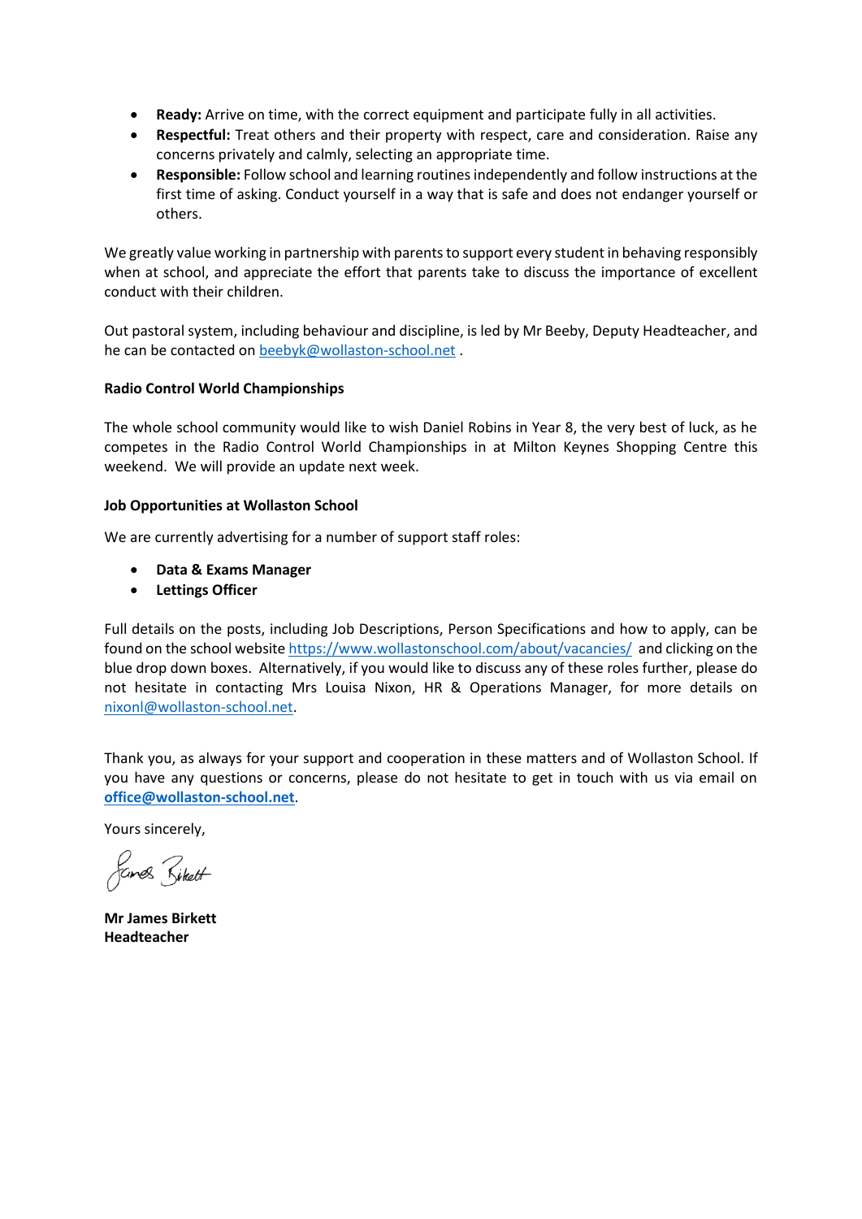- **Ready:** Arrive on time, with the correct equipment and participate fully in all activities.
- **Respectful:** Treat others and their property with respect, care and consideration. Raise any concerns privately and calmly, selecting an appropriate time.
- **Responsible:** Follow school and learning routines independently and follow instructions at the first time of asking. Conduct yourself in a way that is safe and does not endanger yourself or others.

We greatly value working in partnership with parents to support every student in behaving responsibly when at school, and appreciate the effort that parents take to discuss the importance of excellent conduct with their children.

Out pastoral system, including behaviour and discipline, is led by Mr Beeby, Deputy Headteacher, and he can be contacted on beebyk@wollaston-school.net .

**Radio Control World Championships**

The whole school community would like to wish Daniel Robins in Year 8, the very best of luck, as he competes in the Radio Control World Championships in at Milton Keynes Shopping Centre this weekend. We will provide an update next week.

**Job Opportunities at Wollaston School**

We are currently advertising for a number of support staff roles:

- **Data & Exams Manager**
- **Lettings Officer**

Full details on the posts, including Job Descriptions, Person Specifications and how to apply, can be found on the school website https://www.wollastonschool.com/about/vacancies/ and clicking on the blue drop down boxes. Alternatively, if you would like to discuss any of these roles further, please do not hesitate in contacting Mrs Louisa Nixon, HR & Operations Manager, for more details on nixonl@wollaston-school.net.

Thank you, as always for your support and cooperation in these matters and of Wollaston School. If you have any questions or concerns, please do not hesitate to get in touch with us via email on **office@wollaston-school.net**.

Yours sincerely,

**Mr James Birkett**
**Headteacher**